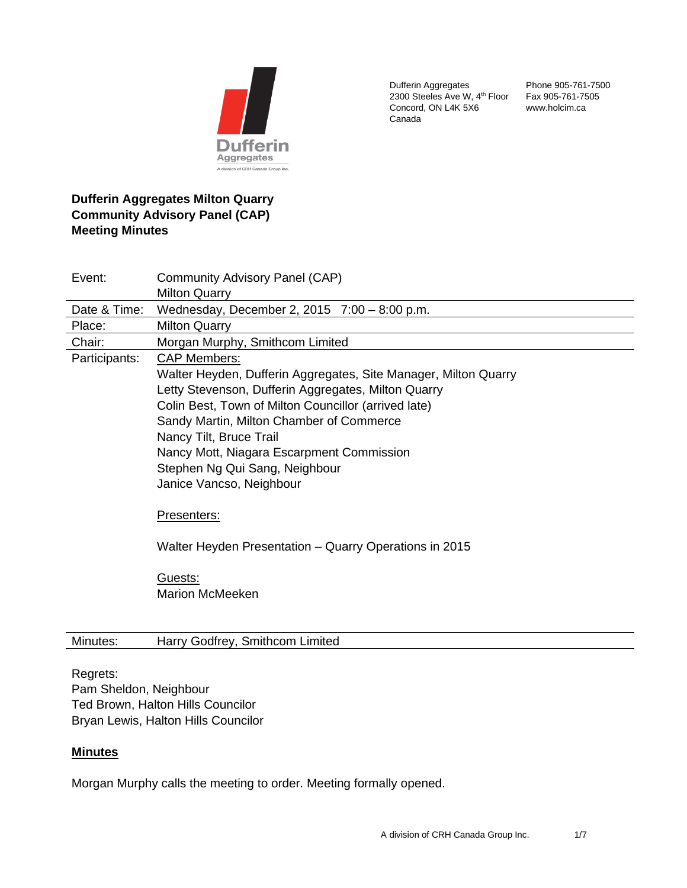Dufferin Aggregates
2300 Steeles Ave W, 4th Floor
Concord, ON L4K 5X6
Canada

Phone 905-761-7500
Fax 905-761-7505
www.holcim.ca

**Dufferin Aggregates Milton Quarry**
**Community Advisory Panel (CAP)**
**Meeting Minutes**

| | |
|---|---|
| Event: | Community Advisory Panel (CAP) Milton Quarry |
| Date & Time: | Wednesday, December 2, 2015 7:00 – 8:00 p.m. |
| Place: | Milton Quarry |
| Chair: | Morgan Murphy, Smithcom Limited |
| Participants: | CAP Members:<br>Walter Heyden, Dufferin Aggregates, Site Manager, Milton Quarry<br>Letty Stevenson, Dufferin Aggregates, Milton Quarry<br>Colin Best, Town of Milton Councillor (arrived late)<br>Sandy Martin, Milton Chamber of Commerce<br>Nancy Tilt, Bruce Trail<br>Nancy Mott, Niagara Escarpment Commission<br>Stephen Ng Qui Sang, Neighbour<br>Janice Vancso, Neighbour<br><br>Presenters:<br><br>Walter Heyden Presentation – Quarry Operations in 2015<br><br>Guests:<br>Marion McMeeken |
| Minutes: | Harry Godfrey, Smithcom Limited |

Regrets:
Pam Sheldon, Neighbour
Ted Brown, Halton Hills Councilor
Bryan Lewis, Halton Hills Councilor

## Minutes

Morgan Murphy calls the meeting to order. Meeting formally opened.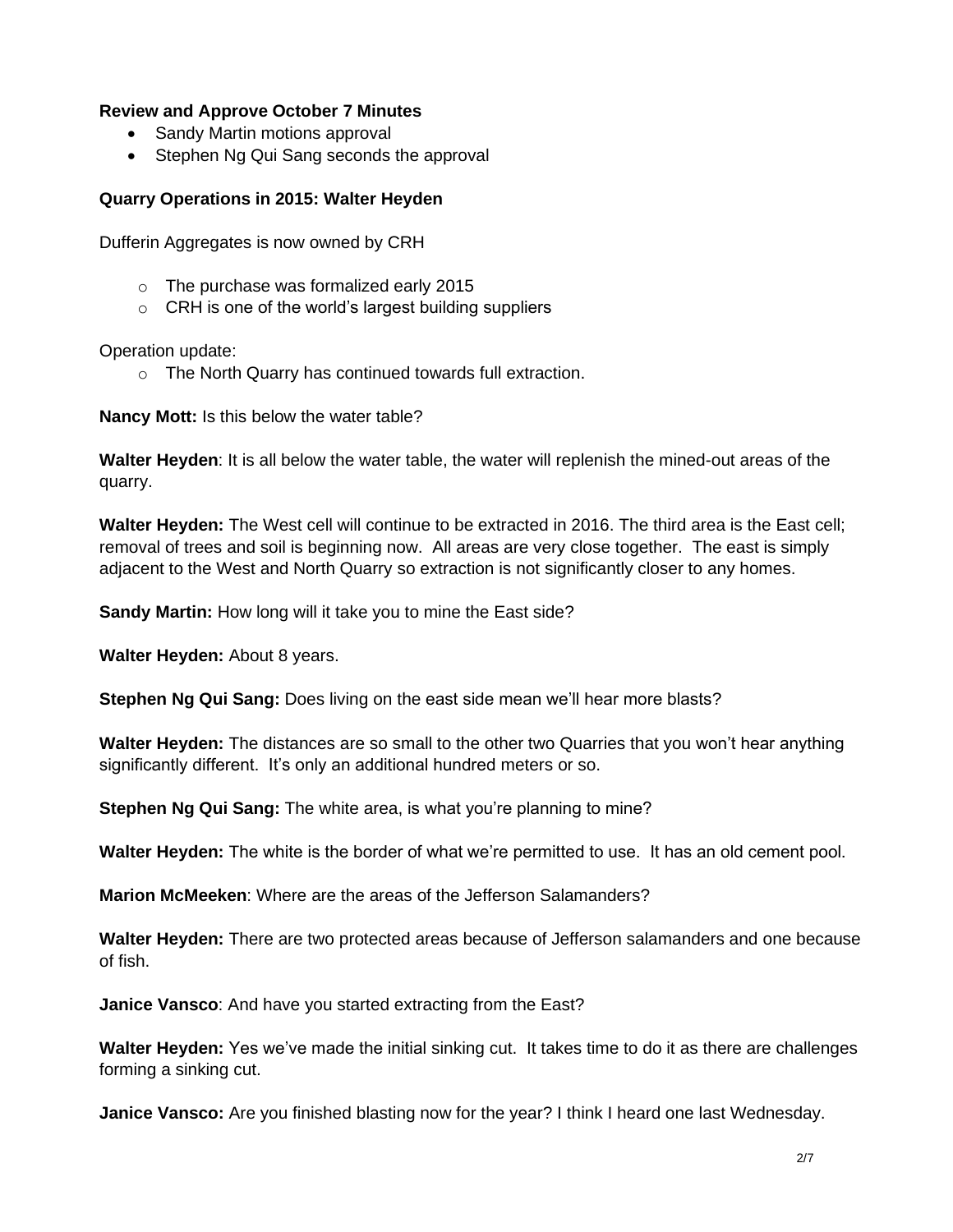**Review and Approve October 7 Minutes**

- Sandy Martin motions approval
- Stephen Ng Qui Sang seconds the approval

**Quarry Operations in 2015: Walter Heyden**

Dufferin Aggregates is now owned by CRH

- The purchase was formalized early 2015
- CRH is one of the world's largest building suppliers

Operation update:

- The North Quarry has continued towards full extraction.

**Nancy Mott:** Is this below the water table?

**Walter Heyden**: It is all below the water table, the water will replenish the mined-out areas of the quarry.

**Walter Heyden:** The West cell will continue to be extracted in 2016. The third area is the East cell; removal of trees and soil is beginning now. All areas are very close together. The east is simply adjacent to the West and North Quarry so extraction is not significantly closer to any homes.

**Sandy Martin:** How long will it take you to mine the East side?

**Walter Heyden:** About 8 years.

**Stephen Ng Qui Sang:** Does living on the east side mean we'll hear more blasts?

**Walter Heyden:** The distances are so small to the other two Quarries that you won't hear anything significantly different. It's only an additional hundred meters or so.

**Stephen Ng Qui Sang:** The white area, is what you're planning to mine?

**Walter Heyden:** The white is the border of what we're permitted to use. It has an old cement pool.

**Marion McMeeken**: Where are the areas of the Jefferson Salamanders?

**Walter Heyden:** There are two protected areas because of Jefferson salamanders and one because of fish.

**Janice Vansco**: And have you started extracting from the East?

**Walter Heyden:** Yes we've made the initial sinking cut. It takes time to do it as there are challenges forming a sinking cut.

**Janice Vansco:** Are you finished blasting now for the year? I think I heard one last Wednesday.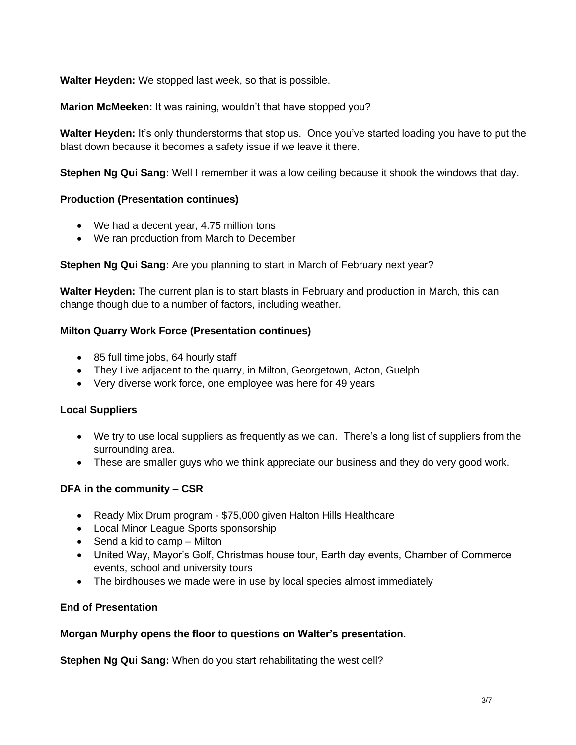**Walter Heyden:** We stopped last week, so that is possible.

**Marion McMeeken:** It was raining, wouldn't that have stopped you?

**Walter Heyden:** It's only thunderstorms that stop us. Once you've started loading you have to put the blast down because it becomes a safety issue if we leave it there.

**Stephen Ng Qui Sang:** Well I remember it was a low ceiling because it shook the windows that day.

**Production (Presentation continues)**

- We had a decent year, 4.75 million tons
- We ran production from March to December

**Stephen Ng Qui Sang:** Are you planning to start in March of February next year?

**Walter Heyden:** The current plan is to start blasts in February and production in March, this can change though due to a number of factors, including weather.

**Milton Quarry Work Force (Presentation continues)**

- 85 full time jobs, 64 hourly staff
- They Live adjacent to the quarry, in Milton, Georgetown, Acton, Guelph
- Very diverse work force, one employee was here for 49 years

**Local Suppliers**

- We try to use local suppliers as frequently as we can. There's a long list of suppliers from the surrounding area.
- These are smaller guys who we think appreciate our business and they do very good work.

**DFA in the community – CSR**

- Ready Mix Drum program - $75,000 given Halton Hills Healthcare
- Local Minor League Sports sponsorship
- Send a kid to camp – Milton
- United Way, Mayor's Golf, Christmas house tour, Earth day events, Chamber of Commerce events, school and university tours
- The birdhouses we made were in use by local species almost immediately

**End of Presentation**

**Morgan Murphy opens the floor to questions on Walter's presentation.**

**Stephen Ng Qui Sang:** When do you start rehabilitating the west cell?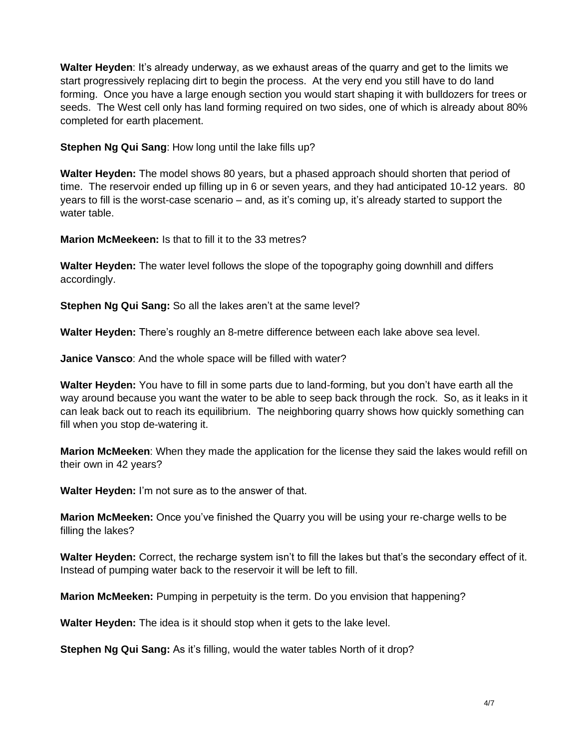**Walter Heyden**: It's already underway, as we exhaust areas of the quarry and get to the limits we start progressively replacing dirt to begin the process. At the very end you still have to do land forming. Once you have a large enough section you would start shaping it with bulldozers for trees or seeds. The West cell only has land forming required on two sides, one of which is already about 80% completed for earth placement.

**Stephen Ng Qui Sang**: How long until the lake fills up?

**Walter Heyden:** The model shows 80 years, but a phased approach should shorten that period of time. The reservoir ended up filling up in 6 or seven years, and they had anticipated 10-12 years. 80 years to fill is the worst-case scenario – and, as it's coming up, it's already started to support the water table.

**Marion McMeekeen:** Is that to fill it to the 33 metres?

**Walter Heyden:** The water level follows the slope of the topography going downhill and differs accordingly.

**Stephen Ng Qui Sang:** So all the lakes aren't at the same level?

**Walter Heyden:** There's roughly an 8-metre difference between each lake above sea level.

**Janice Vansco**: And the whole space will be filled with water?

**Walter Heyden:** You have to fill in some parts due to land-forming, but you don't have earth all the way around because you want the water to be able to seep back through the rock. So, as it leaks in it can leak back out to reach its equilibrium. The neighboring quarry shows how quickly something can fill when you stop de-watering it.

**Marion McMeeken**: When they made the application for the license they said the lakes would refill on their own in 42 years?

**Walter Heyden:** I'm not sure as to the answer of that.

**Marion McMeeken:** Once you've finished the Quarry you will be using your re-charge wells to be filling the lakes?

**Walter Heyden:** Correct, the recharge system isn't to fill the lakes but that's the secondary effect of it. Instead of pumping water back to the reservoir it will be left to fill.

**Marion McMeeken:** Pumping in perpetuity is the term. Do you envision that happening?

**Walter Heyden:** The idea is it should stop when it gets to the lake level.

**Stephen Ng Qui Sang:** As it's filling, would the water tables North of it drop?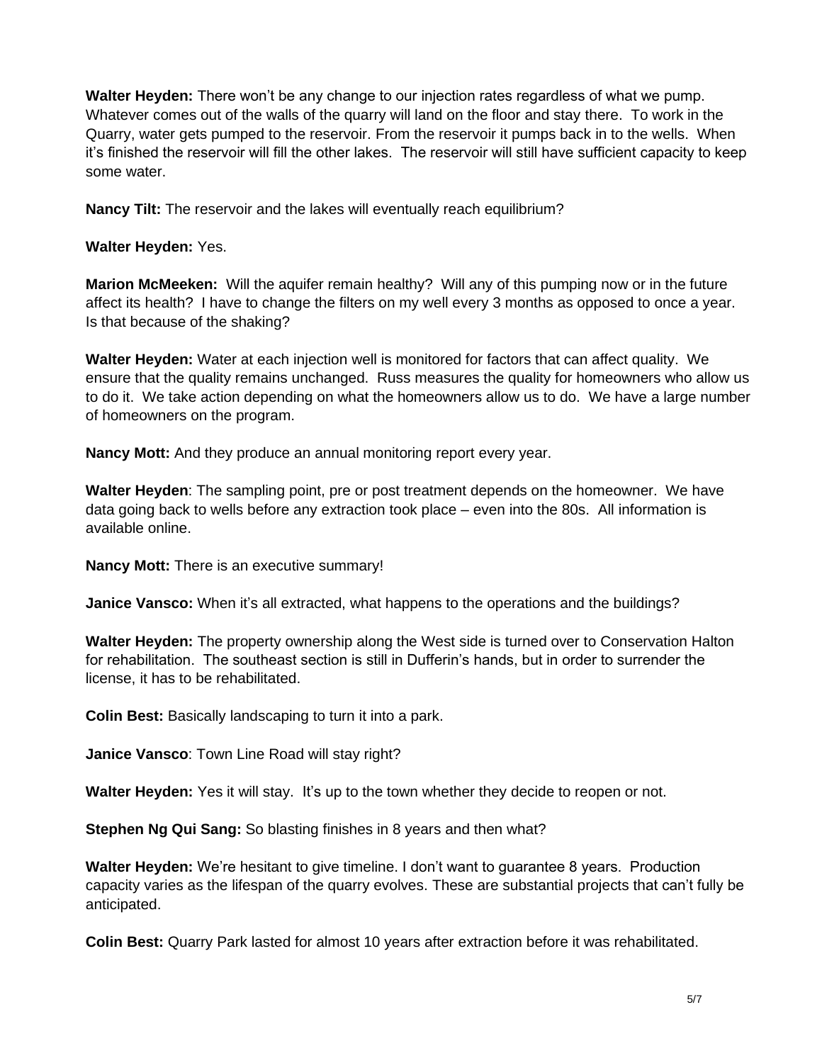**Walter Heyden:** There won't be any change to our injection rates regardless of what we pump. Whatever comes out of the walls of the quarry will land on the floor and stay there. To work in the Quarry, water gets pumped to the reservoir. From the reservoir it pumps back in to the wells. When it's finished the reservoir will fill the other lakes. The reservoir will still have sufficient capacity to keep some water.

**Nancy Tilt:** The reservoir and the lakes will eventually reach equilibrium?

**Walter Heyden:** Yes.

**Marion McMeeken:** Will the aquifer remain healthy? Will any of this pumping now or in the future affect its health? I have to change the filters on my well every 3 months as opposed to once a year. Is that because of the shaking?

**Walter Heyden:** Water at each injection well is monitored for factors that can affect quality. We ensure that the quality remains unchanged. Russ measures the quality for homeowners who allow us to do it. We take action depending on what the homeowners allow us to do. We have a large number of homeowners on the program.

**Nancy Mott:** And they produce an annual monitoring report every year.

**Walter Heyden**: The sampling point, pre or post treatment depends on the homeowner. We have data going back to wells before any extraction took place – even into the 80s. All information is available online.

**Nancy Mott:** There is an executive summary!

**Janice Vansco:** When it's all extracted, what happens to the operations and the buildings?

**Walter Heyden:** The property ownership along the West side is turned over to Conservation Halton for rehabilitation. The southeast section is still in Dufferin's hands, but in order to surrender the license, it has to be rehabilitated.

**Colin Best:** Basically landscaping to turn it into a park.

**Janice Vansco**: Town Line Road will stay right?

**Walter Heyden:** Yes it will stay. It's up to the town whether they decide to reopen or not.

**Stephen Ng Qui Sang:** So blasting finishes in 8 years and then what?

**Walter Heyden:** We're hesitant to give timeline. I don't want to guarantee 8 years. Production capacity varies as the lifespan of the quarry evolves. These are substantial projects that can't fully be anticipated.

**Colin Best:** Quarry Park lasted for almost 10 years after extraction before it was rehabilitated.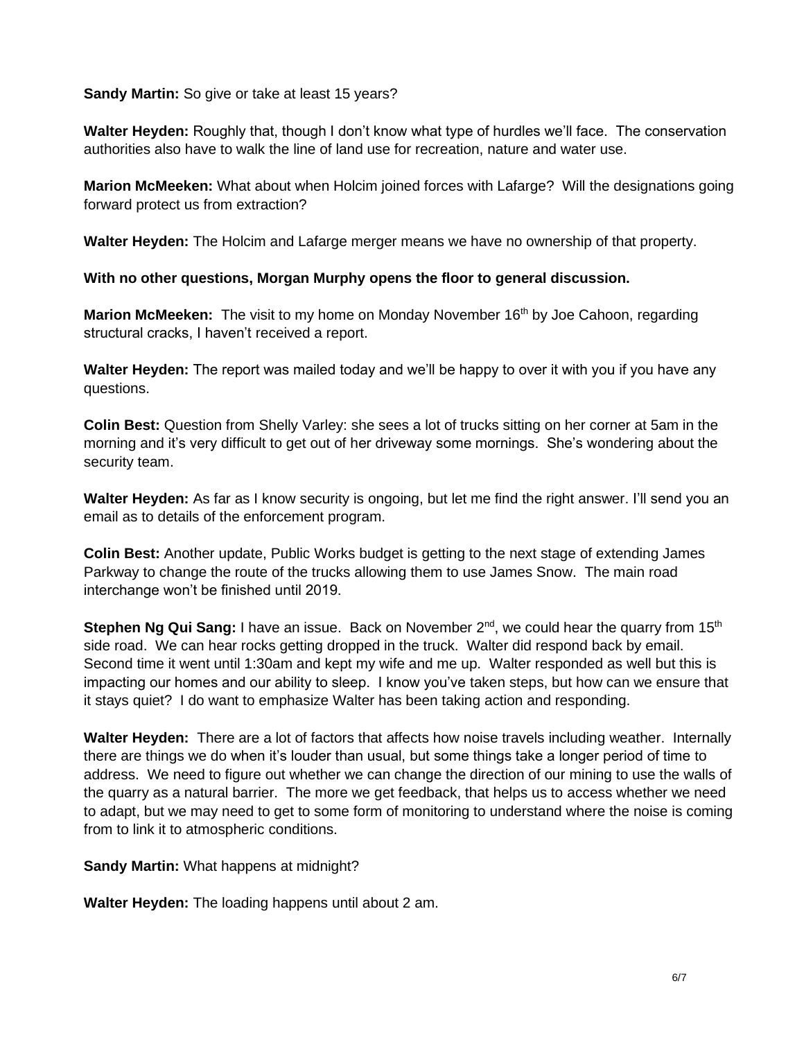**Sandy Martin:** So give or take at least 15 years?

**Walter Heyden:** Roughly that, though I don't know what type of hurdles we'll face. The conservation authorities also have to walk the line of land use for recreation, nature and water use.

**Marion McMeeken:** What about when Holcim joined forces with Lafarge? Will the designations going forward protect us from extraction?

**Walter Heyden:** The Holcim and Lafarge merger means we have no ownership of that property.

**With no other questions, Morgan Murphy opens the floor to general discussion.**

**Marion McMeeken:** The visit to my home on Monday November 16th by Joe Cahoon, regarding structural cracks, I haven't received a report.

**Walter Heyden:** The report was mailed today and we'll be happy to over it with you if you have any questions.

**Colin Best:** Question from Shelly Varley: she sees a lot of trucks sitting on her corner at 5am in the morning and it's very difficult to get out of her driveway some mornings. She's wondering about the security team.

**Walter Heyden:** As far as I know security is ongoing, but let me find the right answer. I'll send you an email as to details of the enforcement program.

**Colin Best:** Another update, Public Works budget is getting to the next stage of extending James Parkway to change the route of the trucks allowing them to use James Snow. The main road interchange won't be finished until 2019.

**Stephen Ng Qui Sang:** I have an issue. Back on November 2nd, we could hear the quarry from 15th side road. We can hear rocks getting dropped in the truck. Walter did respond back by email. Second time it went until 1:30am and kept my wife and me up. Walter responded as well but this is impacting our homes and our ability to sleep. I know you've taken steps, but how can we ensure that it stays quiet? I do want to emphasize Walter has been taking action and responding.

**Walter Heyden:** There are a lot of factors that affects how noise travels including weather. Internally there are things we do when it's louder than usual, but some things take a longer period of time to address. We need to figure out whether we can change the direction of our mining to use the walls of the quarry as a natural barrier. The more we get feedback, that helps us to access whether we need to adapt, but we may need to get to some form of monitoring to understand where the noise is coming from to link it to atmospheric conditions.

**Sandy Martin:** What happens at midnight?

**Walter Heyden:** The loading happens until about 2 am.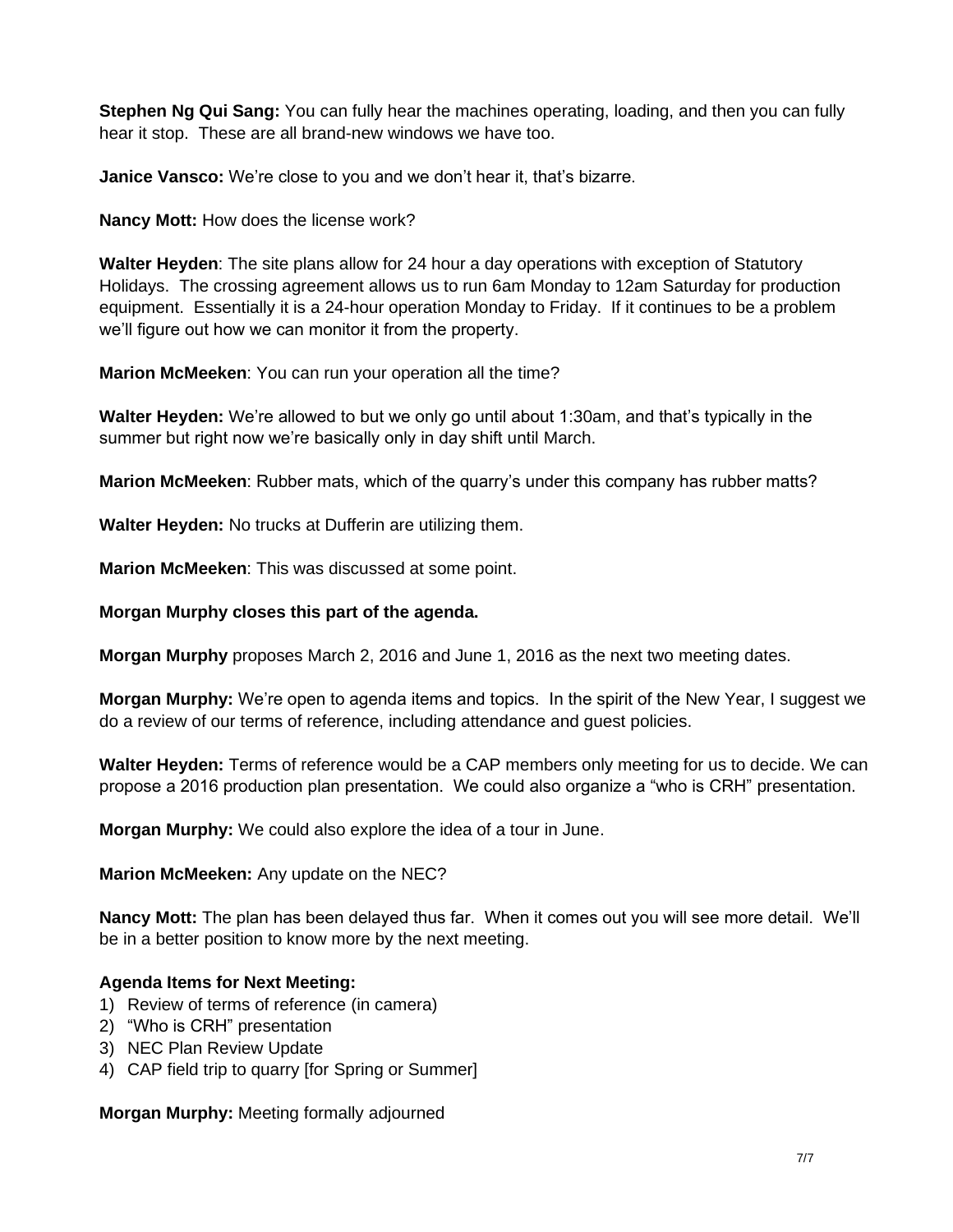**Stephen Ng Qui Sang:** You can fully hear the machines operating, loading, and then you can fully hear it stop. These are all brand-new windows we have too.

**Janice Vansco:** We're close to you and we don't hear it, that's bizarre.

**Nancy Mott:** How does the license work?

**Walter Heyden**: The site plans allow for 24 hour a day operations with exception of Statutory Holidays. The crossing agreement allows us to run 6am Monday to 12am Saturday for production equipment. Essentially it is a 24-hour operation Monday to Friday. If it continues to be a problem we'll figure out how we can monitor it from the property.

**Marion McMeeken**: You can run your operation all the time?

**Walter Heyden:** We're allowed to but we only go until about 1:30am, and that's typically in the summer but right now we're basically only in day shift until March.

**Marion McMeeken**: Rubber mats, which of the quarry's under this company has rubber matts?

**Walter Heyden:** No trucks at Dufferin are utilizing them.

**Marion McMeeken**: This was discussed at some point.

**Morgan Murphy closes this part of the agenda.**

**Morgan Murphy** proposes March 2, 2016 and June 1, 2016 as the next two meeting dates.

**Morgan Murphy:** We're open to agenda items and topics. In the spirit of the New Year, I suggest we do a review of our terms of reference, including attendance and guest policies.

**Walter Heyden:** Terms of reference would be a CAP members only meeting for us to decide. We can propose a 2016 production plan presentation. We could also organize a "who is CRH" presentation.

**Morgan Murphy:** We could also explore the idea of a tour in June.

**Marion McMeeken:** Any update on the NEC?

**Nancy Mott:** The plan has been delayed thus far. When it comes out you will see more detail. We'll be in a better position to know more by the next meeting.

**Agenda Items for Next Meeting:**

1) Review of terms of reference (in camera)
2) "Who is CRH" presentation
3) NEC Plan Review Update
4) CAP field trip to quarry [for Spring or Summer]

**Morgan Murphy:** Meeting formally adjourned